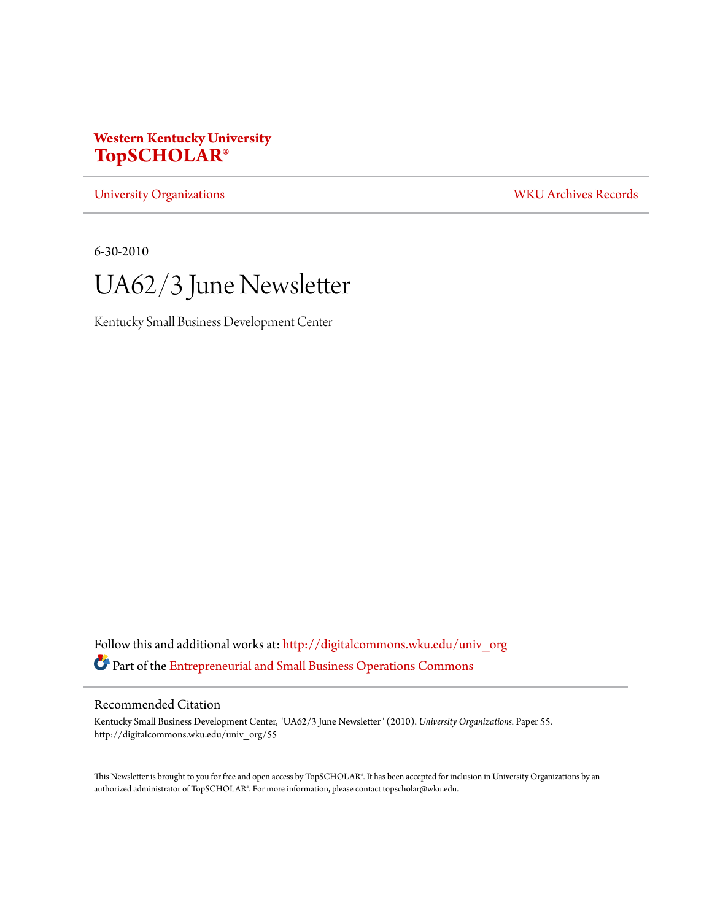**Western Kentucky University**
**TopSCHOLAR®**

University Organizations | WKU Archives Records

6-30-2010

# UA62/3 June Newsletter

Kentucky Small Business Development Center

Follow this and additional works at: http://digitalcommons.wku.edu/univ_org

Part of the Entrepreneurial and Small Business Operations Commons

## Recommended Citation

Kentucky Small Business Development Center, "UA62/3 June Newsletter" (2010). *University Organizations.* Paper 55.
http://digitalcommons.wku.edu/univ_org/55

This Newsletter is brought to you for free and open access by TopSCHOLAR®. It has been accepted for inclusion in University Organizations by an authorized administrator of TopSCHOLAR®. For more information, please contact topscholar@wku.edu.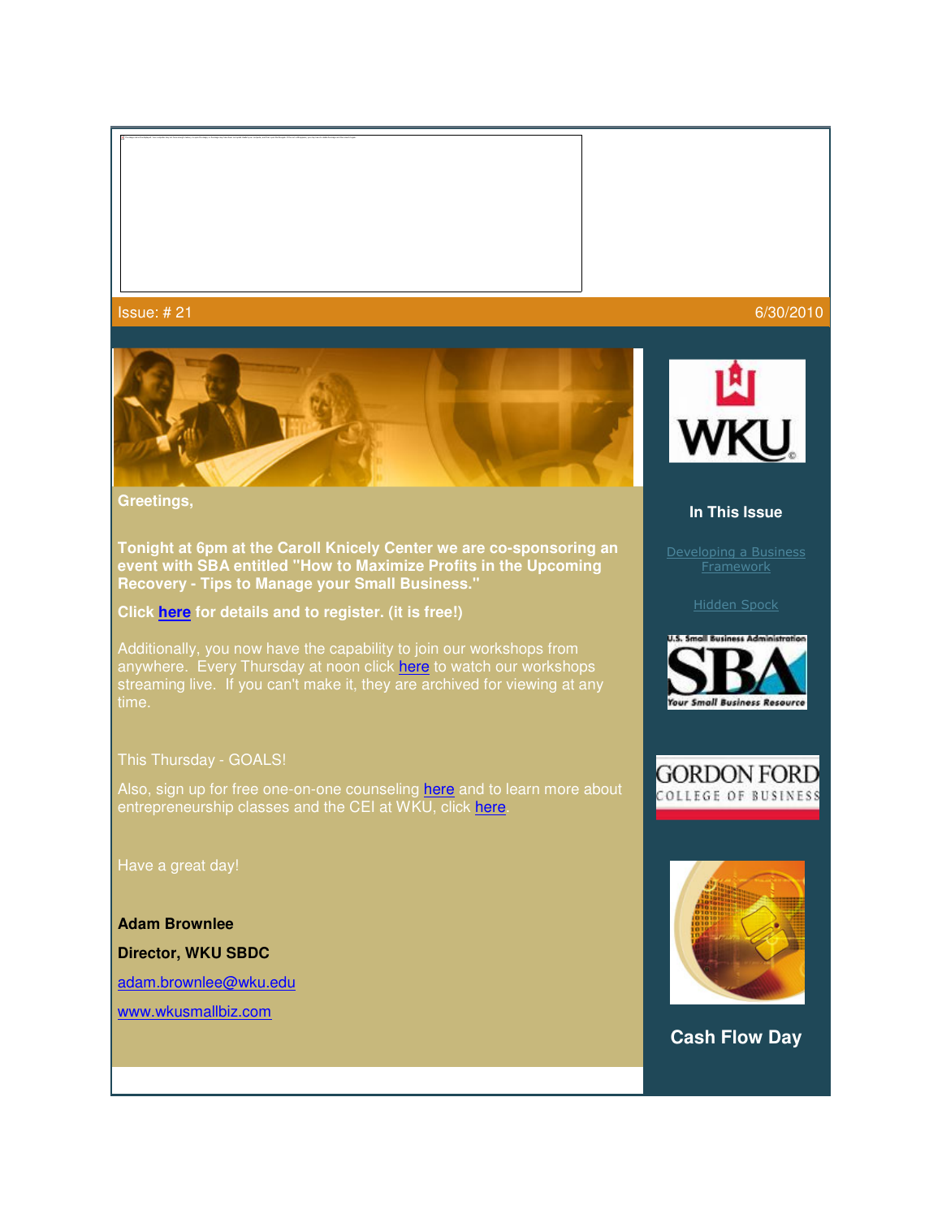Issue: # 21 6/30/2010

**Greetings,**

**Tonight at 6pm at the Caroll Knicely Center we are co-sponsoring an event with SBA entitled "How to Maximize Profits in the Upcoming Recovery - Tips to Manage your Small Business."**

**Click here for details and to register. (it is free!)**

Additionally, you now have the capability to join our workshops from anywhere. Every Thursday at noon click here to watch our workshops streaming live. If you can't make it, they are archived for viewing at any time.

This Thursday - GOALS!

Also, sign up for free one-on-one counseling here and to learn more about entrepreneurship classes and the CEI at WKU, click here.

Have a great day!

**Adam Brownlee**

**Director, WKU SBDC**

adam.brownlee@wku.edu

www.wkusmallbiz.com

**In This Issue**

Developing a Business Framework

Hidden Spock

**Cash Flow Day**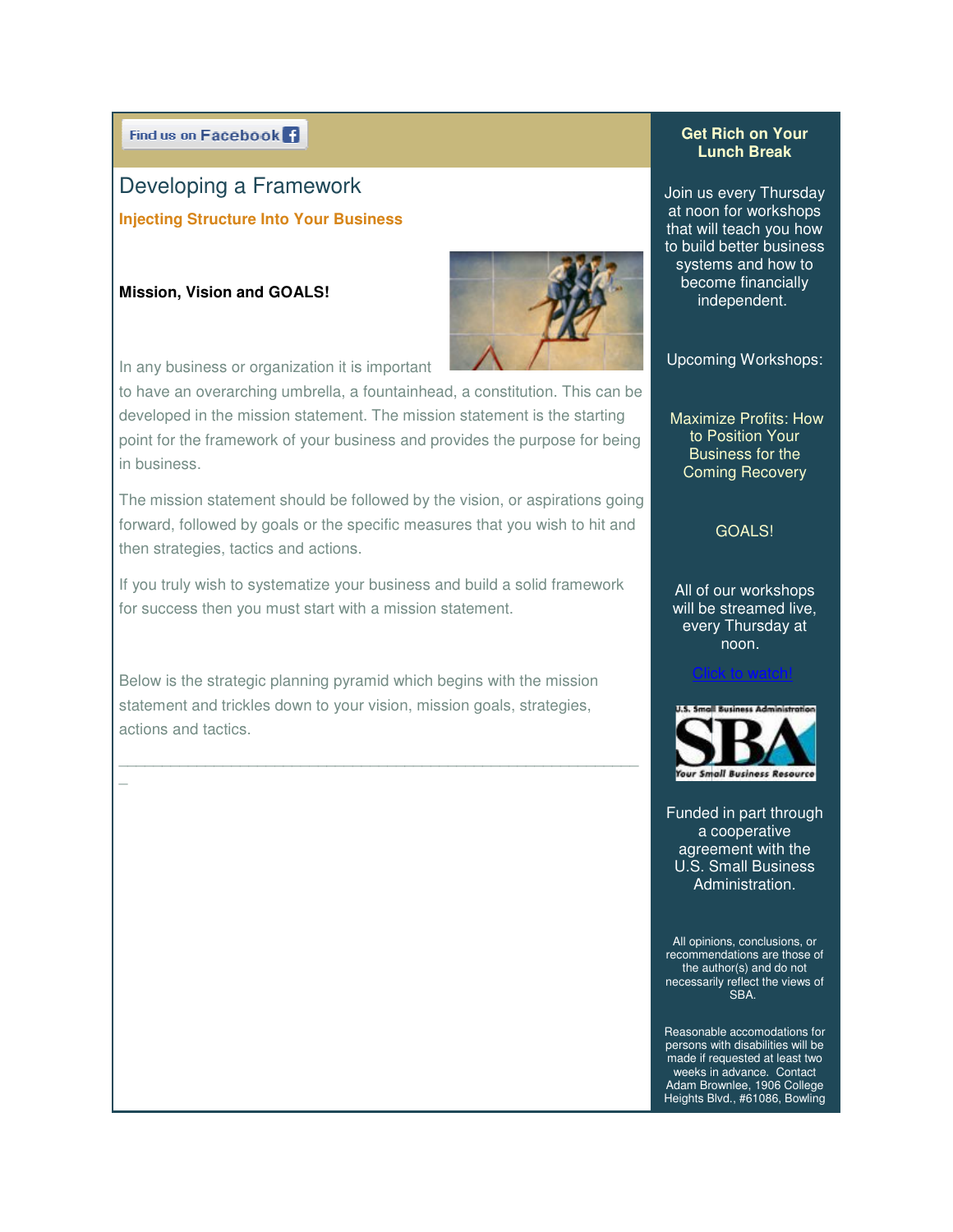Find us on Facebook

# Developing a Framework

**Injecting Structure Into Your Business**

**Mission, Vision and GOALS!**

In any business or organization it is important to have an overarching umbrella, a fountainhead, a constitution. This can be developed in the mission statement. The mission statement is the starting point for the framework of your business and provides the purpose for being in business.

The mission statement should be followed by the vision, or aspirations going forward, followed by goals or the specific measures that you wish to hit and then strategies, tactics and actions.

If you truly wish to systematize your business and build a solid framework for success then you must start with a mission statement.

Below is the strategic planning pyramid which begins with the mission statement and trickles down to your vision, mission goals, strategies, actions and tactics.

---

## Get Rich on Your Lunch Break

Join us every Thursday at noon for workshops that will teach you how to build better business systems and how to become financially independent.

Upcoming Workshops:

Maximize Profits: How to Position Your Business for the Coming Recovery

GOALS!

All of our workshops will be streamed live, every Thursday at noon.

Click to watch!

U.S. Small Business Administration
SBA
Your Small Business Resource

Funded in part through a cooperative agreement with the U.S. Small Business Administration.

All opinions, conclusions, or recommendations are those of the author(s) and do not necessarily reflect the views of SBA.

Reasonable accomodations for persons with disabilities will be made if requested at least two weeks in advance. Contact Adam Brownlee, 1906 College Heights Blvd., #61086, Bowling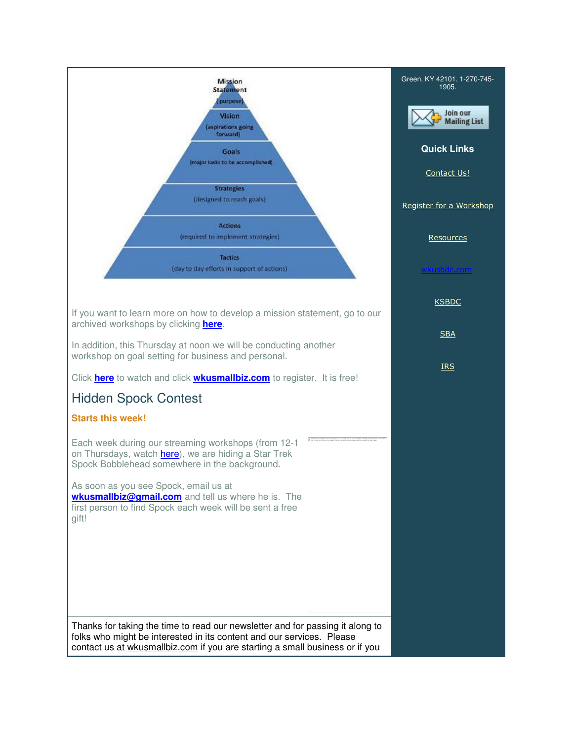Mission Statement (purpose)

Vision (aspirations going forward)

Goals (major tasks to be accomplished)

Strategies (designed to reach goals)

Actions (required to implement strategies)

Tactics (day to day efforts in support of actions)

If you want to learn more on how to develop a mission statement, go to our archived workshops by clicking **here**.

In addition, this Thursday at noon we will be conducting another workshop on goal setting for business and personal.

Click **here** to watch and click **wkusmallbiz.com** to register. It is free!

## Hidden Spock Contest

**Starts this week!**

Each week during our streaming workshops (from 12-1 on Thursdays, watch here), we are hiding a Star Trek Spock Bobblehead somewhere in the background.

As soon as you see Spock, email us at **wkusmallbiz@gmail.com** and tell us where he is. The first person to find Spock each week will be sent a free gift!

Thanks for taking the time to read our newsletter and for passing it along to folks who might be interested in its content and our services. Please contact us at wkusmallbiz.com if you are starting a small business or if you

Green, KY 42101. 1-270-745-1905.

Join our Mailing List

### Quick Links

Contact Us!

Register for a Workshop

Resources

wkusbdc.com

KSBDC

SBA

IRS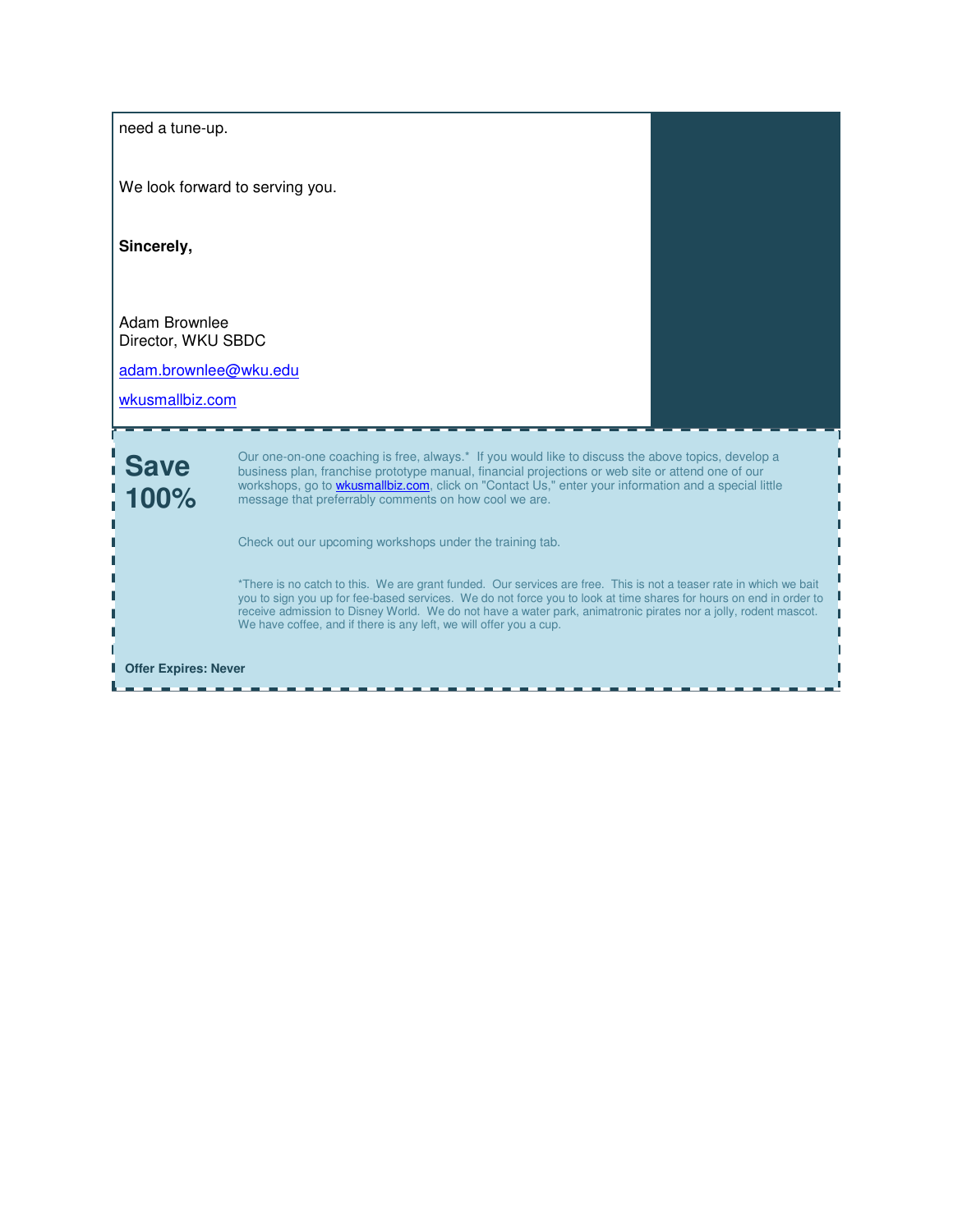need a tune-up.

We look forward to serving you.

**Sincerely,**

Adam Brownlee
Director, WKU SBDC

adam.brownlee@wku.edu

wkusmallbiz.com

## Save 100%

Our one-on-one coaching is free, always.* If you would like to discuss the above topics, develop a business plan, franchise prototype manual, financial projections or web site or attend one of our workshops, go to wkusmallbiz.com, click on "Contact Us," enter your information and a special little message that preferrably comments on how cool we are.

Check out our upcoming workshops under the training tab.

*There is no catch to this. We are grant funded. Our services are free. This is not a teaser rate in which we bait you to sign you up for fee-based services. We do not force you to look at time shares for hours on end in order to receive admission to Disney World. We do not have a water park, animatronic pirates nor a jolly, rodent mascot. We have coffee, and if there is any left, we will offer you a cup.

**Offer Expires: Never**